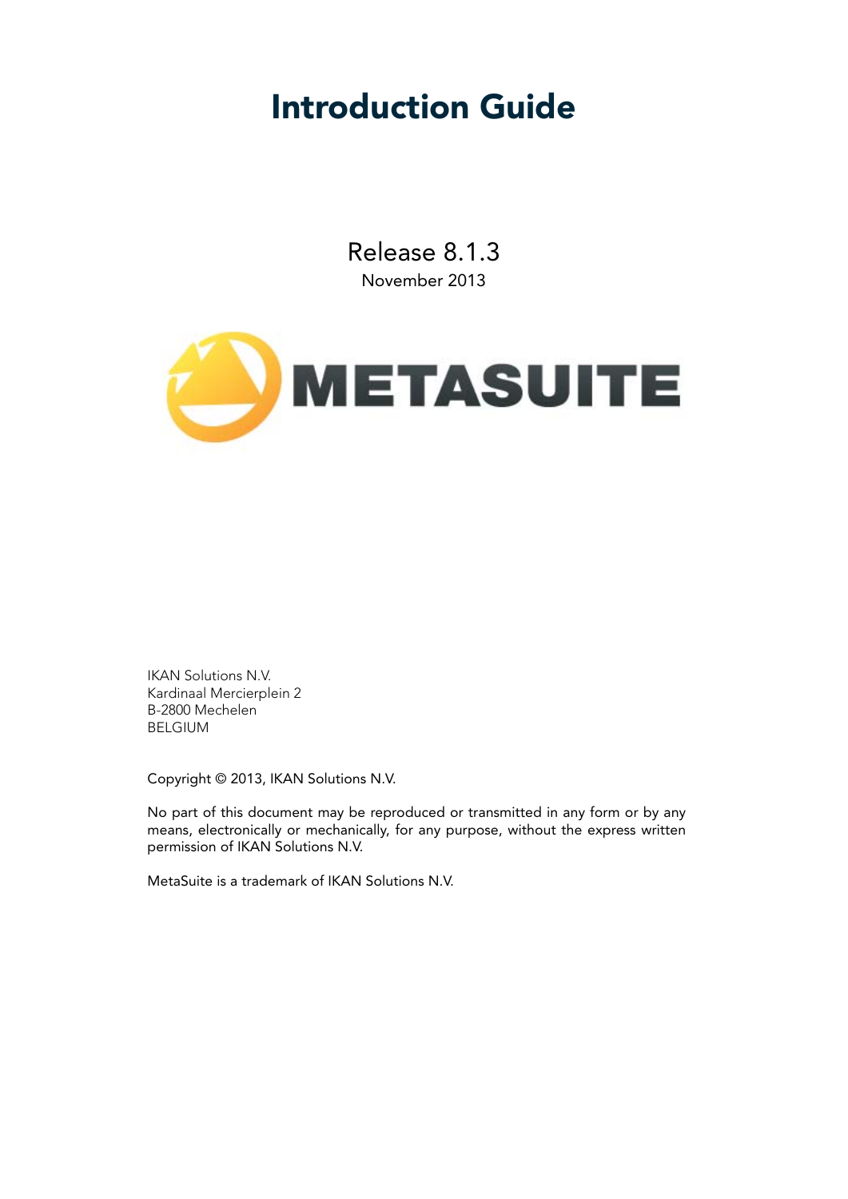# Introduction Guide

Release 8.1.3

November 2013

METASUITE

IKAN Solutions N.V.
Kardinaal Mercierplein 2
B-2800 Mechelen
BELGIUM

Copyright © 2013, IKAN Solutions N.V.

No part of this document may be reproduced or transmitted in any form or by any means, electronically or mechanically, for any purpose, without the express written permission of IKAN Solutions N.V.

MetaSuite is a trademark of IKAN Solutions N.V.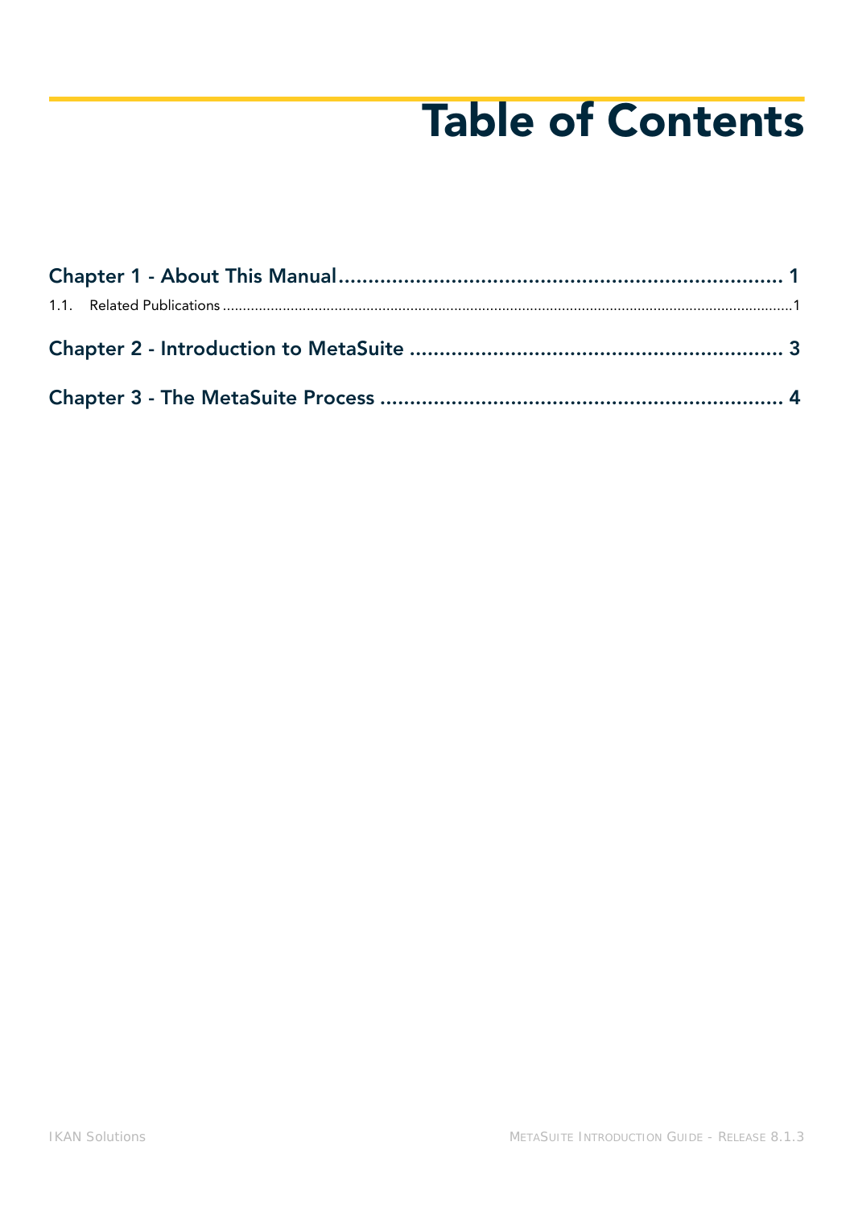# Table of Contents

**Chapter 1 - About This Manual** ........................................................................ **1**

1.1. Related Publications ........................................................................................................1

**Chapter 2 - Introduction to MetaSuite** ............................................................ **3**

**Chapter 3 - The MetaSuite Process** ................................................................ **4**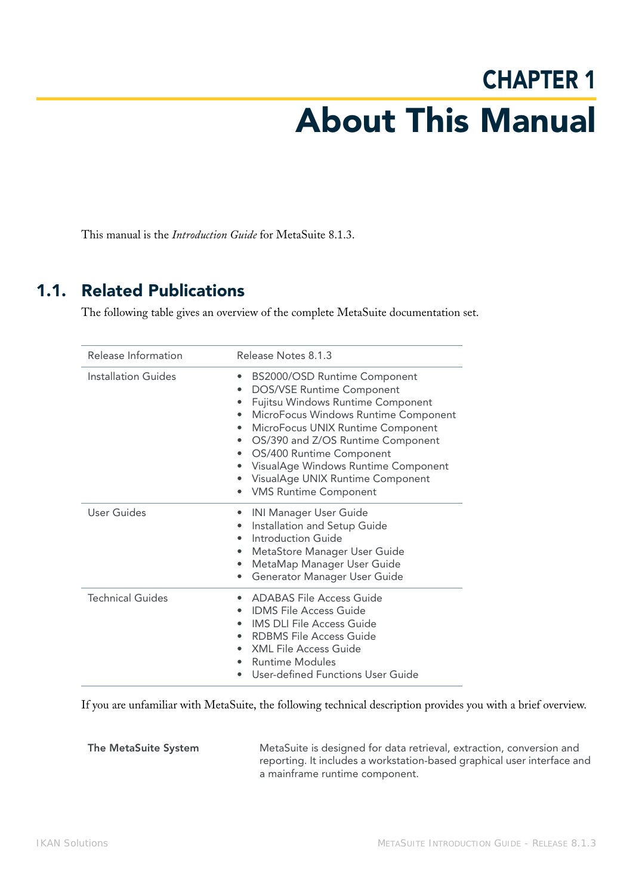# CHAPTER 1

# About This Manual

This manual is the *Introduction Guide* for MetaSuite 8.1.3.

## 1.1. Related Publications

The following table gives an overview of the complete MetaSuite documentation set.

| | |
|---|---|
| Release Information | Release Notes 8.1.3 |
| Installation Guides | • BS2000/OSD Runtime Component<br>• DOS/VSE Runtime Component<br>• Fujitsu Windows Runtime Component<br>• MicroFocus Windows Runtime Component<br>• MicroFocus UNIX Runtime Component<br>• OS/390 and Z/OS Runtime Component<br>• OS/400 Runtime Component<br>• VisualAge Windows Runtime Component<br>• VisualAge UNIX Runtime Component<br>• VMS Runtime Component |
| User Guides | • INI Manager User Guide<br>• Installation and Setup Guide<br>• Introduction Guide<br>• MetaStore Manager User Guide<br>• MetaMap Manager User Guide<br>• Generator Manager User Guide |
| Technical Guides | • ADABAS File Access Guide<br>• IDMS File Access Guide<br>• IMS DLI File Access Guide<br>• RDBMS File Access Guide<br>• XML File Access Guide<br>• Runtime Modules<br>• User-defined Functions User Guide |

If you are unfamiliar with MetaSuite, the following technical description provides you with a brief overview.

**The MetaSuite System**

MetaSuite is designed for data retrieval, extraction, conversion and reporting. It includes a workstation-based graphical user interface and a mainframe runtime component.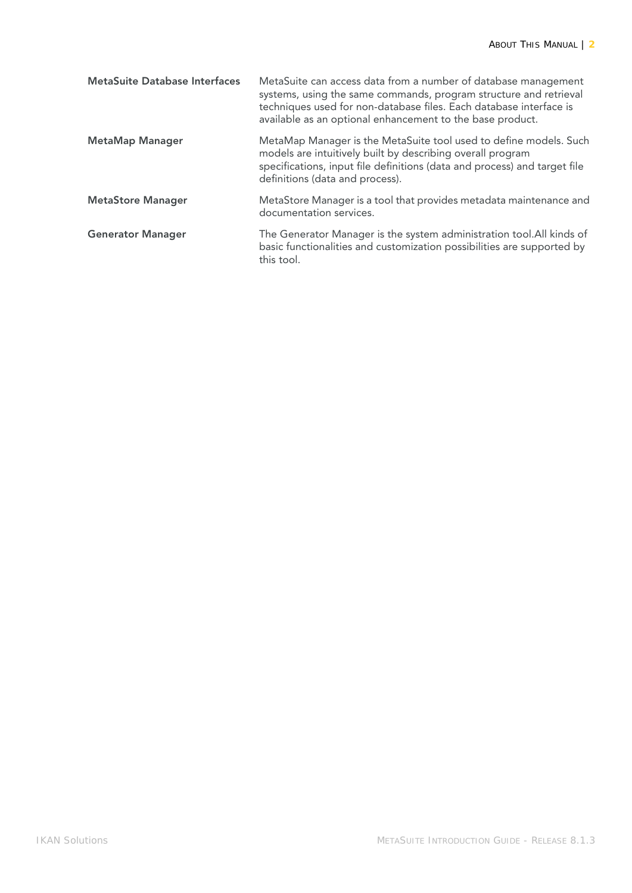| | |
|---|---|
| **MetaSuite Database Interfaces** | MetaSuite can access data from a number of database management systems, using the same commands, program structure and retrieval techniques used for non-database files. Each database interface is available as an optional enhancement to the base product. |
| **MetaMap Manager** | MetaMap Manager is the MetaSuite tool used to define models. Such models are intuitively built by describing overall program specifications, input file definitions (data and process) and target file definitions (data and process). |
| **MetaStore Manager** | MetaStore Manager is a tool that provides metadata maintenance and documentation services. |
| **Generator Manager** | The Generator Manager is the system administration tool.All kinds of basic functionalities and customization possibilities are supported by this tool. |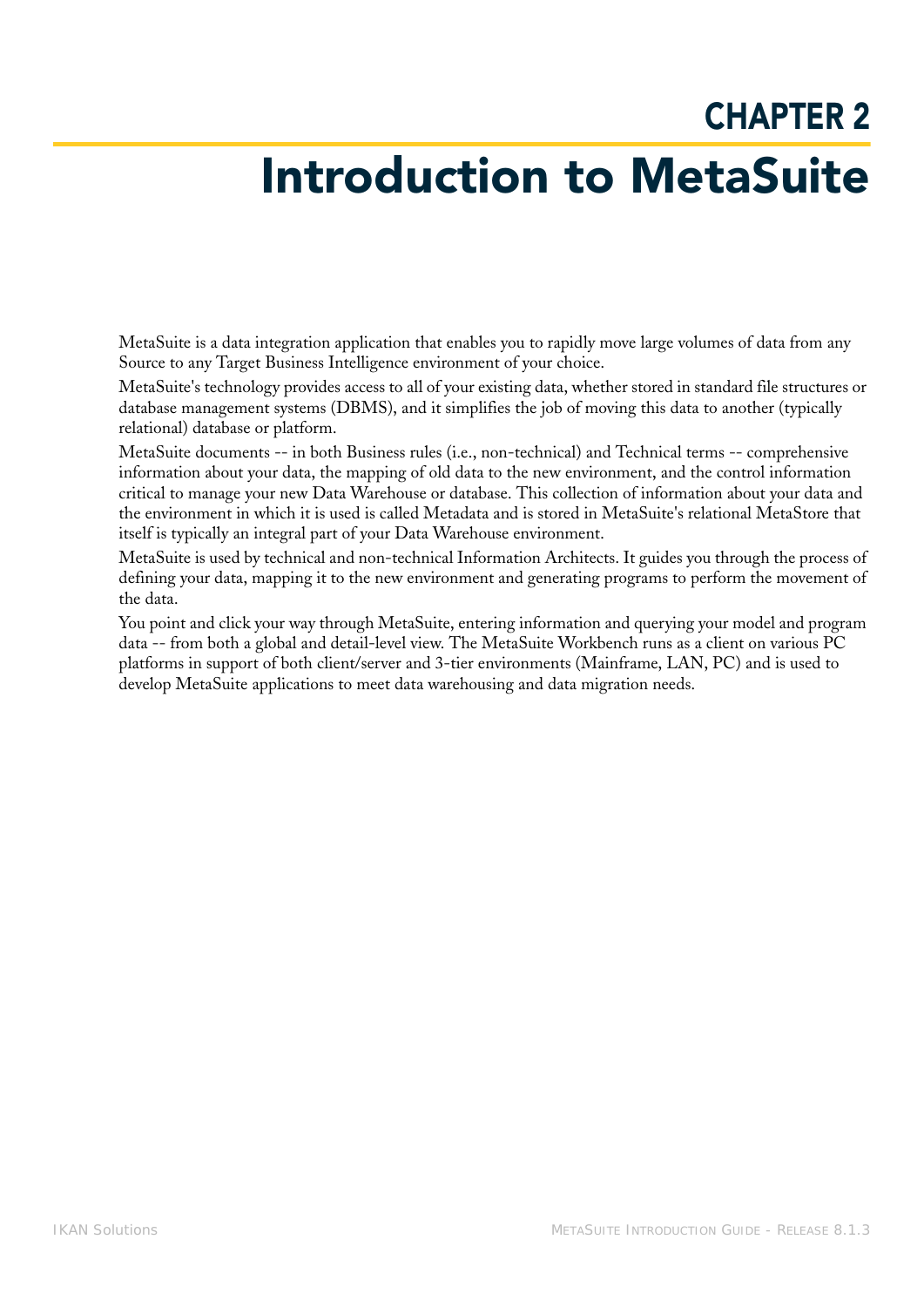# CHAPTER 2

# Introduction to MetaSuite

MetaSuite is a data integration application that enables you to rapidly move large volumes of data from any Source to any Target Business Intelligence environment of your choice.

MetaSuite's technology provides access to all of your existing data, whether stored in standard file structures or database management systems (DBMS), and it simplifies the job of moving this data to another (typically relational) database or platform.

MetaSuite documents -- in both Business rules (i.e., non-technical) and Technical terms -- comprehensive information about your data, the mapping of old data to the new environment, and the control information critical to manage your new Data Warehouse or database. This collection of information about your data and the environment in which it is used is called Metadata and is stored in MetaSuite's relational MetaStore that itself is typically an integral part of your Data Warehouse environment.

MetaSuite is used by technical and non-technical Information Architects. It guides you through the process of defining your data, mapping it to the new environment and generating programs to perform the movement of the data.

You point and click your way through MetaSuite, entering information and querying your model and program data -- from both a global and detail-level view. The MetaSuite Workbench runs as a client on various PC platforms in support of both client/server and 3-tier environments (Mainframe, LAN, PC) and is used to develop MetaSuite applications to meet data warehousing and data migration needs.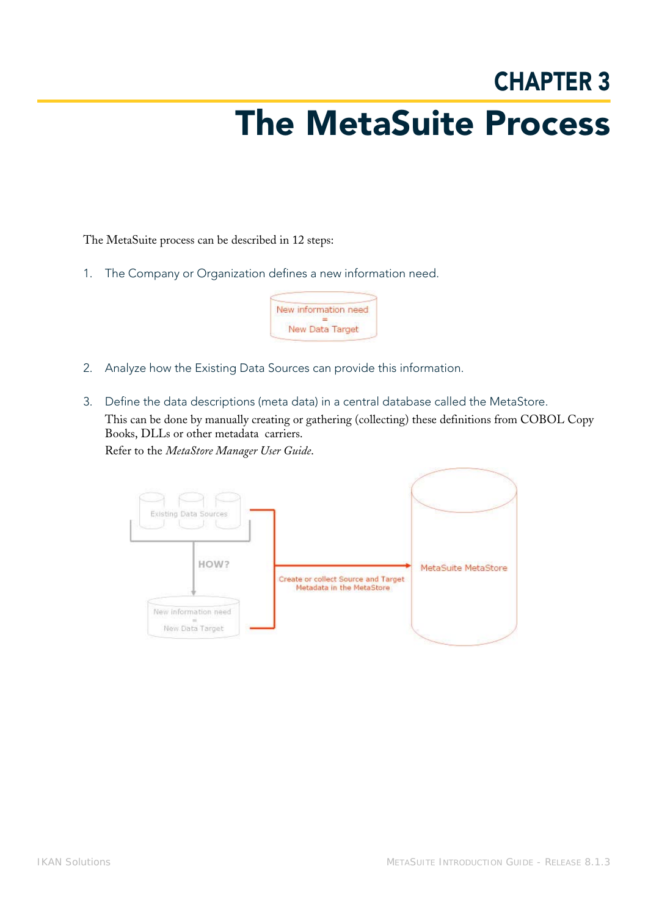# CHAPTER 3

# The MetaSuite Process

The MetaSuite process can be described in 12 steps:

1. The Company or Organization defines a new information need.

2. Analyze how the Existing Data Sources can provide this information.

3. Define the data descriptions (meta data) in a central database called the MetaStore.

   This can be done by manually creating or gathering (collecting) these definitions from COBOL Copy Books, DLLs or other metadata carriers.

   Refer to the *MetaStore Manager User Guide*.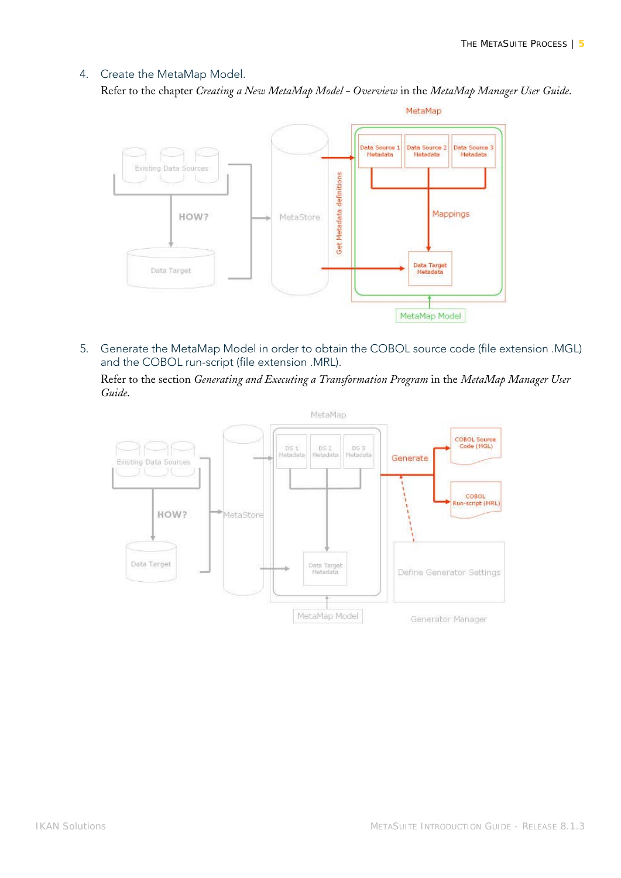4. Create the MetaMap Model.
   Refer to the chapter *Creating a New MetaMap Model - Overview* in the *MetaMap Manager User Guide.*

5. Generate the MetaMap Model in order to obtain the COBOL source code (file extension .MGL) and the COBOL run-script (file extension .MRL).
   Refer to the section *Generating and Executing a Transformation Program* in the *MetaMap Manager User Guide*.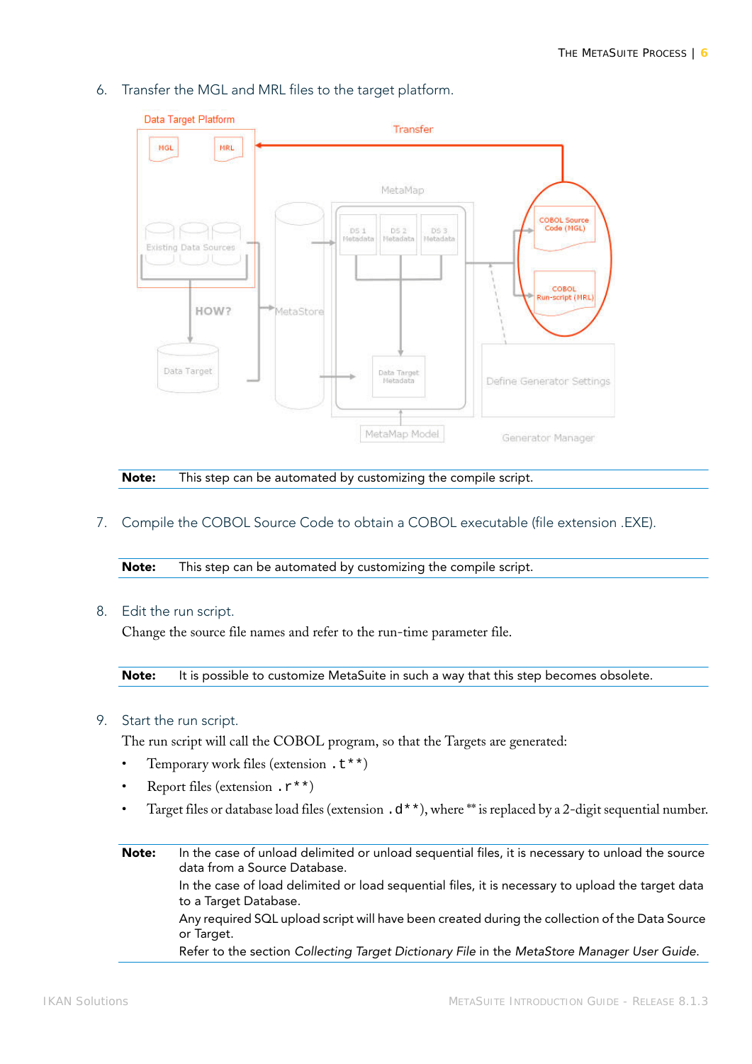6. Transfer the MGL and MRL files to the target platform.

Data Target Platform

Transfer

MGL

MRL

MetaMap

Existing Data Sources

DS 1 Metadata

DS 2 Metadata

DS 3 Metadata

COBOL Source Code (MGL)

COBOL Run-script (MRL)

HOW?

MetaStore

Data Target

Data Target Metadata

Define Generator Settings

MetaMap Model

Generator Manager

**Note:** This step can be automated by customizing the compile script.

7. Compile the COBOL Source Code to obtain a COBOL executable (file extension .EXE).

**Note:** This step can be automated by customizing the compile script.

8. Edit the run script.

   Change the source file names and refer to the run-time parameter file.

**Note:** It is possible to customize MetaSuite in such a way that this step becomes obsolete.

9. Start the run script.

   The run script will call the COBOL program, so that the Targets are generated:

   - Temporary work files (extension .t**)
   - Report files (extension .r**)
   - Target files or database load files (extension .d**), where ** is replaced by a 2-digit sequential number.

**Note:** In the case of unload delimited or unload sequential files, it is necessary to unload the source data from a Source Database.
In the case of load delimited or load sequential files, it is necessary to upload the target data to a Target Database.
Any required SQL upload script will have been created during the collection of the Data Source or Target.
Refer to the section *Collecting Target Dictionary File* in the *MetaStore Manager User Guide*.